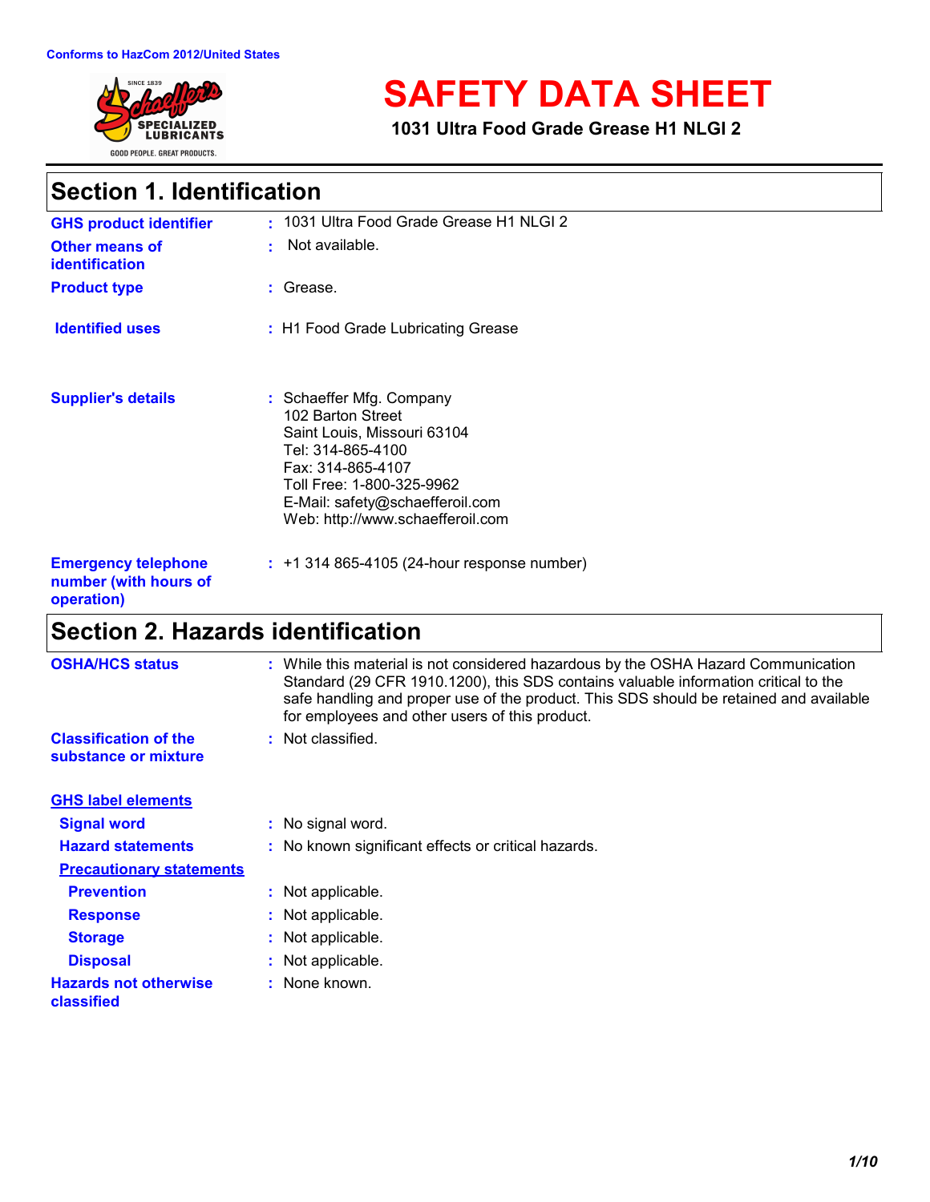Conforms to HazCom 2012/United States

# SAFETY DATA SHEET

**1031 Ultra Food Grade Grease H1 NLGI 2**

## Section 1. Identification

| | |
|---|---|
| **GHS product identifier** | : 1031 Ultra Food Grade Grease H1 NLGI 2 |
| **Other means of identification** | : Not available. |
| **Product type** | : Grease. |
| **Identified uses** | : H1 Food Grade Lubricating Grease |
| **Supplier's details** | : Schaeffer Mfg. Company<br>102 Barton Street<br>Saint Louis, Missouri 63104<br>Tel: 314-865-4100<br>Fax: 314-865-4107<br>Toll Free: 1-800-325-9962<br>E-Mail: safety@schaefferoil.com<br>Web: http://www.schaefferoil.com |
| **Emergency telephone number (with hours of operation)** | : +1 314 865-4105 (24-hour response number) |

## Section 2. Hazards identification

| | |
|---|---|
| **OSHA/HCS status** | : While this material is not considered hazardous by the OSHA Hazard Communication Standard (29 CFR 1910.1200), this SDS contains valuable information critical to the safe handling and proper use of the product. This SDS should be retained and available for employees and other users of this product. |
| **Classification of the substance or mixture** | : Not classified. |

**GHS label elements**

| | |
|---|---|
| **Signal word** | : No signal word. |
| **Hazard statements** | : No known significant effects or critical hazards. |

**Precautionary statements**

| | |
|---|---|
| **Prevention** | : Not applicable. |
| **Response** | : Not applicable. |
| **Storage** | : Not applicable. |
| **Disposal** | : Not applicable. |
| **Hazards not otherwise classified** | : None known. |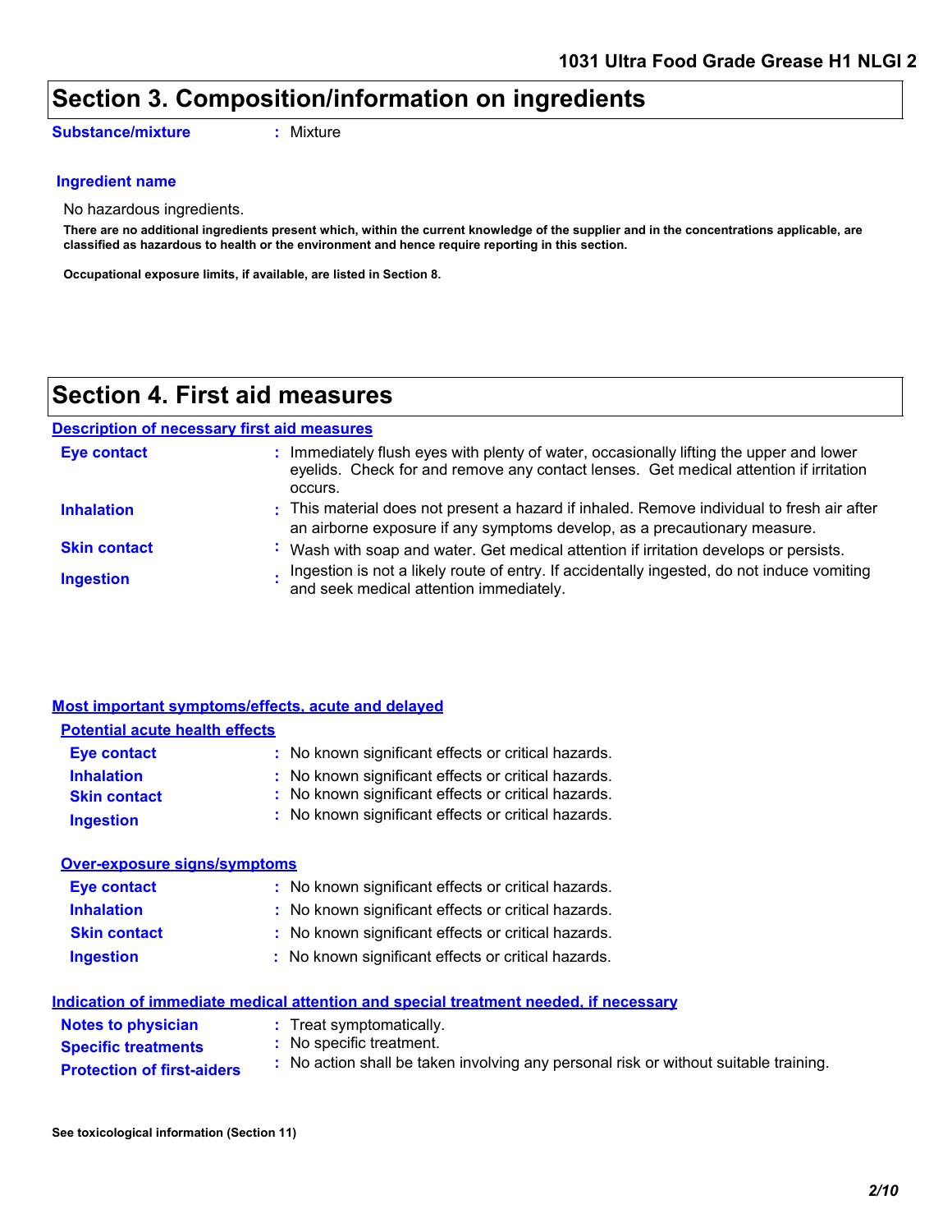## Section 3. Composition/information on ingredients

**Substance/mixture** : Mixture

**Ingredient name**

No hazardous ingredients.

**There are no additional ingredients present which, within the current knowledge of the supplier and in the concentrations applicable, are classified as hazardous to health or the environment and hence require reporting in this section.**

**Occupational exposure limits, if available, are listed in Section 8.**

## Section 4. First aid measures

### Description of necessary first aid measures

**Eye contact** : Immediately flush eyes with plenty of water, occasionally lifting the upper and lower eyelids. Check for and remove any contact lenses. Get medical attention if irritation occurs.

**Inhalation** : This material does not present a hazard if inhaled. Remove individual to fresh air after an airborne exposure if any symptoms develop, as a precautionary measure.

**Skin contact** : Wash with soap and water. Get medical attention if irritation develops or persists.

**Ingestion** : Ingestion is not a likely route of entry. If accidentally ingested, do not induce vomiting and seek medical attention immediately.

### Most important symptoms/effects, acute and delayed

#### Potential acute health effects

**Eye contact** : No known significant effects or critical hazards.

**Inhalation** : No known significant effects or critical hazards.

**Skin contact** : No known significant effects or critical hazards.

**Ingestion** : No known significant effects or critical hazards.

#### Over-exposure signs/symptoms

**Eye contact** : No known significant effects or critical hazards.

**Inhalation** : No known significant effects or critical hazards.

**Skin contact** : No known significant effects or critical hazards.

**Ingestion** : No known significant effects or critical hazards.

### Indication of immediate medical attention and special treatment needed, if necessary

**Notes to physician** : Treat symptomatically.

**Specific treatments** : No specific treatment.

**Protection of first-aiders** : No action shall be taken involving any personal risk or without suitable training.

**See toxicological information (Section 11)**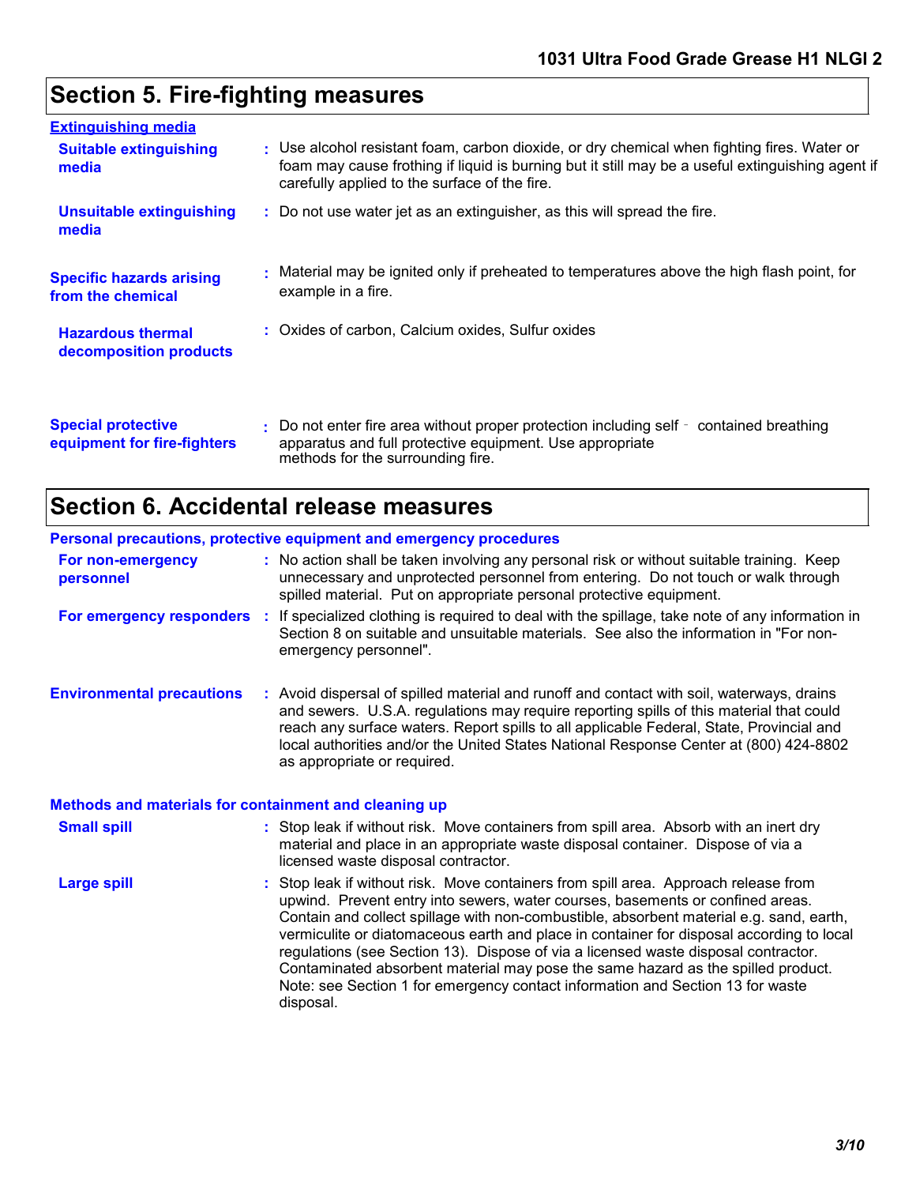# Section 5. Fire-fighting measures

**Extinguishing media**

**Suitable extinguishing media** : Use alcohol resistant foam, carbon dioxide, or dry chemical when fighting fires. Water or foam may cause frothing if liquid is burning but it still may be a useful extinguishing agent if carefully applied to the surface of the fire.

**Unsuitable extinguishing media** : Do not use water jet as an extinguisher, as this will spread the fire.

**Specific hazards arising from the chemical** : Material may be ignited only if preheated to temperatures above the high flash point, for example in a fire.

**Hazardous thermal decomposition products** : Oxides of carbon, Calcium oxides, Sulfur oxides

**Special protective equipment for fire-fighters** : Do not enter fire area without proper protection including self‐contained breathing apparatus and full protective equipment. Use appropriate methods for the surrounding fire.

# Section 6. Accidental release measures

**Personal precautions, protective equipment and emergency procedures**

**For non-emergency personnel** : No action shall be taken involving any personal risk or without suitable training. Keep unnecessary and unprotected personnel from entering. Do not touch or walk through spilled material. Put on appropriate personal protective equipment.

**For emergency responders** : If specialized clothing is required to deal with the spillage, take note of any information in Section 8 on suitable and unsuitable materials. See also the information in "For non-emergency personnel".

**Environmental precautions** : Avoid dispersal of spilled material and runoff and contact with soil, waterways, drains and sewers. U.S.A. regulations may require reporting spills of this material that could reach any surface waters. Report spills to all applicable Federal, State, Provincial and local authorities and/or the United States National Response Center at (800) 424-8802 as appropriate or required.

**Methods and materials for containment and cleaning up**

**Small spill** : Stop leak if without risk. Move containers from spill area. Absorb with an inert dry material and place in an appropriate waste disposal container. Dispose of via a licensed waste disposal contractor.

**Large spill** : Stop leak if without risk. Move containers from spill area. Approach release from upwind. Prevent entry into sewers, water courses, basements or confined areas. Contain and collect spillage with non-combustible, absorbent material e.g. sand, earth, vermiculite or diatomaceous earth and place in container for disposal according to local regulations (see Section 13). Dispose of via a licensed waste disposal contractor. Contaminated absorbent material may pose the same hazard as the spilled product. Note: see Section 1 for emergency contact information and Section 13 for waste disposal.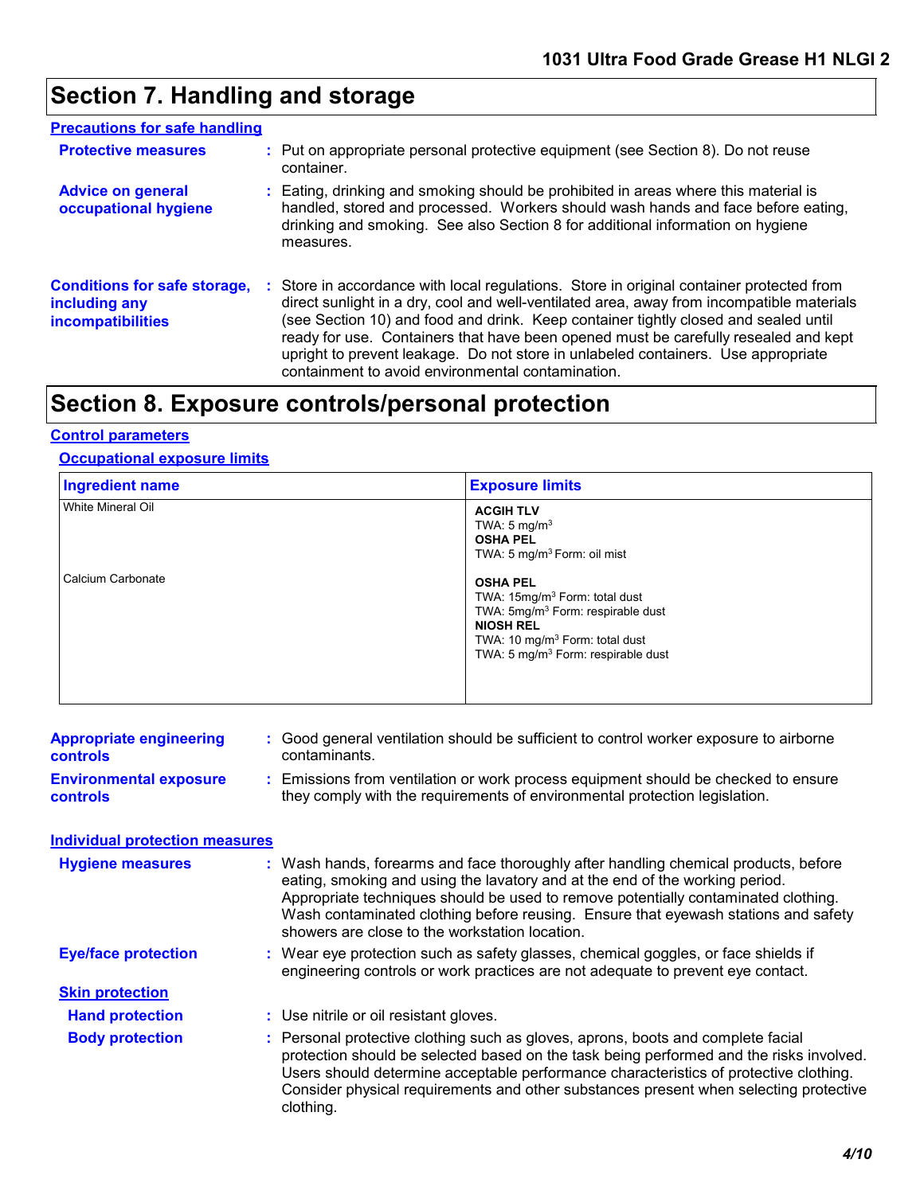## Section 7. Handling and storage

### Precautions for safe handling

**Protective measures** : Put on appropriate personal protective equipment (see Section 8). Do not reuse container.

**Advice on general occupational hygiene** : Eating, drinking and smoking should be prohibited in areas where this material is handled, stored and processed. Workers should wash hands and face before eating, drinking and smoking. See also Section 8 for additional information on hygiene measures.

**Conditions for safe storage, including any incompatibilities** : Store in accordance with local regulations. Store in original container protected from direct sunlight in a dry, cool and well-ventilated area, away from incompatible materials (see Section 10) and food and drink. Keep container tightly closed and sealed until ready for use. Containers that have been opened must be carefully resealed and kept upright to prevent leakage. Do not store in unlabeled containers. Use appropriate containment to avoid environmental contamination.

## Section 8. Exposure controls/personal protection

### Control parameters

#### Occupational exposure limits

| Ingredient name | Exposure limits |
|---|---|
| White Mineral Oil | **ACGIH TLV**<br>TWA: 5 mg/m$^3$<br>**OSHA PEL**<br>TWA: 5 mg/m$^3$ Form: oil mist |
| Calcium Carbonate | **OSHA PEL**<br>TWA: 15mg/m$^3$ Form: total dust<br>TWA: 5mg/m$^3$ Form: respirable dust<br>**NIOSH REL**<br>TWA: 10 mg/m$^3$ Form: total dust<br>TWA: 5 mg/m$^3$ Form: respirable dust |

**Appropriate engineering controls** : Good general ventilation should be sufficient to control worker exposure to airborne contaminants.

**Environmental exposure controls** : Emissions from ventilation or work process equipment should be checked to ensure they comply with the requirements of environmental protection legislation.

### Individual protection measures

**Hygiene measures** : Wash hands, forearms and face thoroughly after handling chemical products, before eating, smoking and using the lavatory and at the end of the working period. Appropriate techniques should be used to remove potentially contaminated clothing. Wash contaminated clothing before reusing. Ensure that eyewash stations and safety showers are close to the workstation location.

**Eye/face protection** : Wear eye protection such as safety glasses, chemical goggles, or face shields if engineering controls or work practices are not adequate to prevent eye contact.

#### Skin protection

**Hand protection** : Use nitrile or oil resistant gloves.

**Body protection** : Personal protective clothing such as gloves, aprons, boots and complete facial protection should be selected based on the task being performed and the risks involved. Users should determine acceptable performance characteristics of protective clothing. Consider physical requirements and other substances present when selecting protective clothing.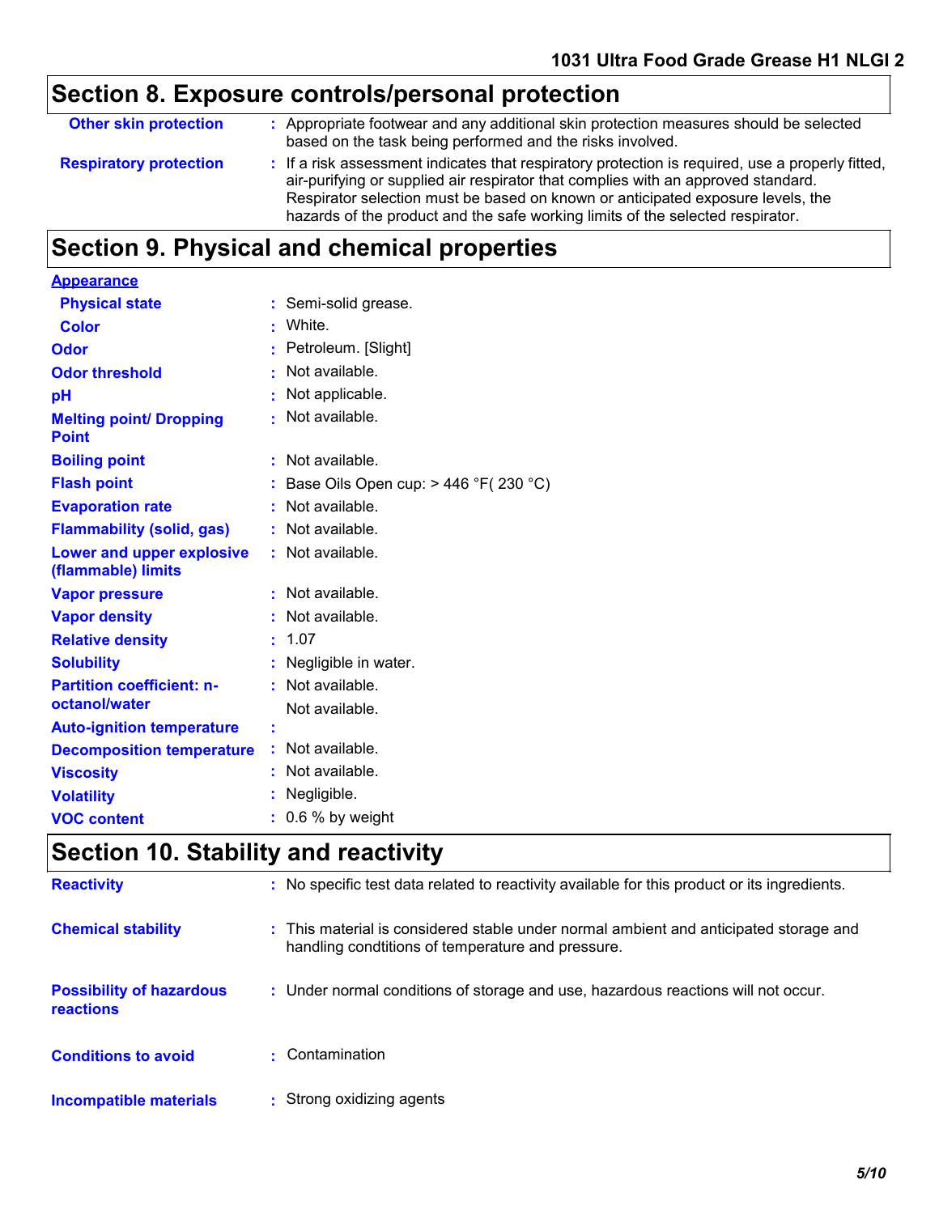## Section 8. Exposure controls/personal protection

| | |
|---|---|
| **Other skin protection** | : Appropriate footwear and any additional skin protection measures should be selected based on the task being performed and the risks involved. |
| **Respiratory protection** | : If a risk assessment indicates that respiratory protection is required, use a properly fitted, air-purifying or supplied air respirator that complies with an approved standard. Respirator selection must be based on known or anticipated exposure levels, the hazards of the product and the safe working limits of the selected respirator. |

## Section 9. Physical and chemical properties

**Appearance**

| | |
|---|---|
| **Physical state** | : Semi-solid grease. |
| **Color** | : White. |
| **Odor** | : Petroleum. [Slight] |
| **Odor threshold** | : Not available. |
| **pH** | : Not applicable. |
| **Melting point/ Dropping Point** | : Not available. |
| **Boiling point** | : Not available. |
| **Flash point** | : Base Oils Open cup: > 446 °F( 230 °C) |
| **Evaporation rate** | : Not available. |
| **Flammability (solid, gas)** | : Not available. |
| **Lower and upper explosive (flammable) limits** | : Not available. |
| **Vapor pressure** | : Not available. |
| **Vapor density** | : Not available. |
| **Relative density** | : 1.07 |
| **Solubility** | : Negligible in water. |
| **Partition coefficient: n-octanol/water** | : Not available. |
| | Not available. |
| **Auto-ignition temperature** | : |
| **Decomposition temperature** | : Not available. |
| **Viscosity** | : Not available. |
| **Volatility** | : Negligible. |
| **VOC content** | : 0.6 % by weight |

## Section 10. Stability and reactivity

| | |
|---|---|
| **Reactivity** | : No specific test data related to reactivity available for this product or its ingredients. |
| **Chemical stability** | : This material is considered stable under normal ambient and anticipated storage and handling condtitions of temperature and pressure. |
| **Possibility of hazardous reactions** | : Under normal conditions of storage and use, hazardous reactions will not occur. |
| **Conditions to avoid** | : Contamination |
| **Incompatible materials** | : Strong oxidizing agents |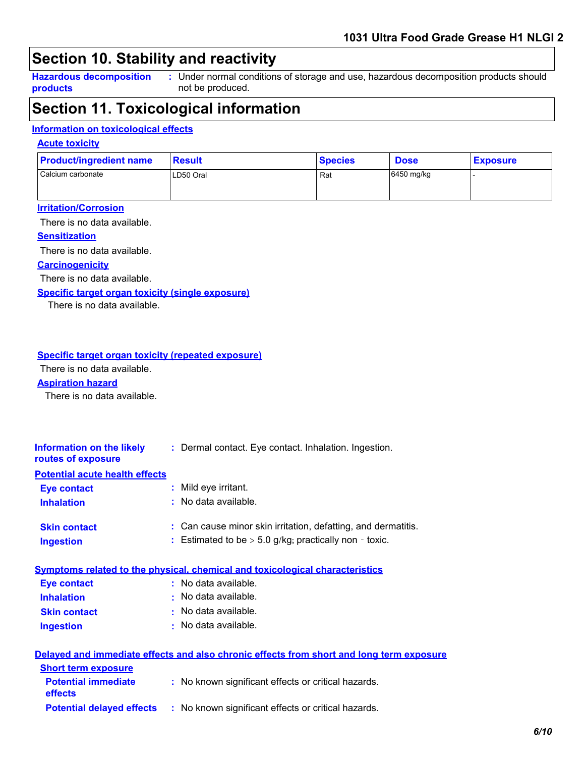## Section 10. Stability and reactivity

**Hazardous decomposition products** : Under normal conditions of storage and use, hazardous decomposition products should not be produced.

## Section 11. Toxicological information

### Information on toxicological effects

#### Acute toxicity

| Product/ingredient name | Result | Species | Dose | Exposure |
|---|---|---|---|---|
| Calcium carbonate | LD50 Oral | Rat | 6450 mg/kg | - |

#### Irritation/Corrosion

There is no data available.

#### Sensitization

There is no data available.

#### Carcinogenicity

There is no data available.

#### Specific target organ toxicity (single exposure)

There is no data available.

#### Specific target organ toxicity (repeated exposure)

There is no data available.

#### Aspiration hazard

There is no data available.

**Information on the likely routes of exposure** : Dermal contact. Eye contact. Inhalation. Ingestion.

#### Potential acute health effects

**Eye contact** : Mild eye irritant.

**Inhalation** : No data available.

**Skin contact** : Can cause minor skin irritation, defatting, and dermatitis.

**Ingestion** : Estimated to be > 5.0 g/kg; practically non - toxic.

#### Symptoms related to the physical, chemical and toxicological characteristics

**Eye contact** : No data available.

**Inhalation** : No data available.

**Skin contact** : No data available.

**Ingestion** : No data available.

#### Delayed and immediate effects and also chronic effects from short and long term exposure

##### Short term exposure

**Potential immediate effects** : No known significant effects or critical hazards.

**Potential delayed effects** : No known significant effects or critical hazards.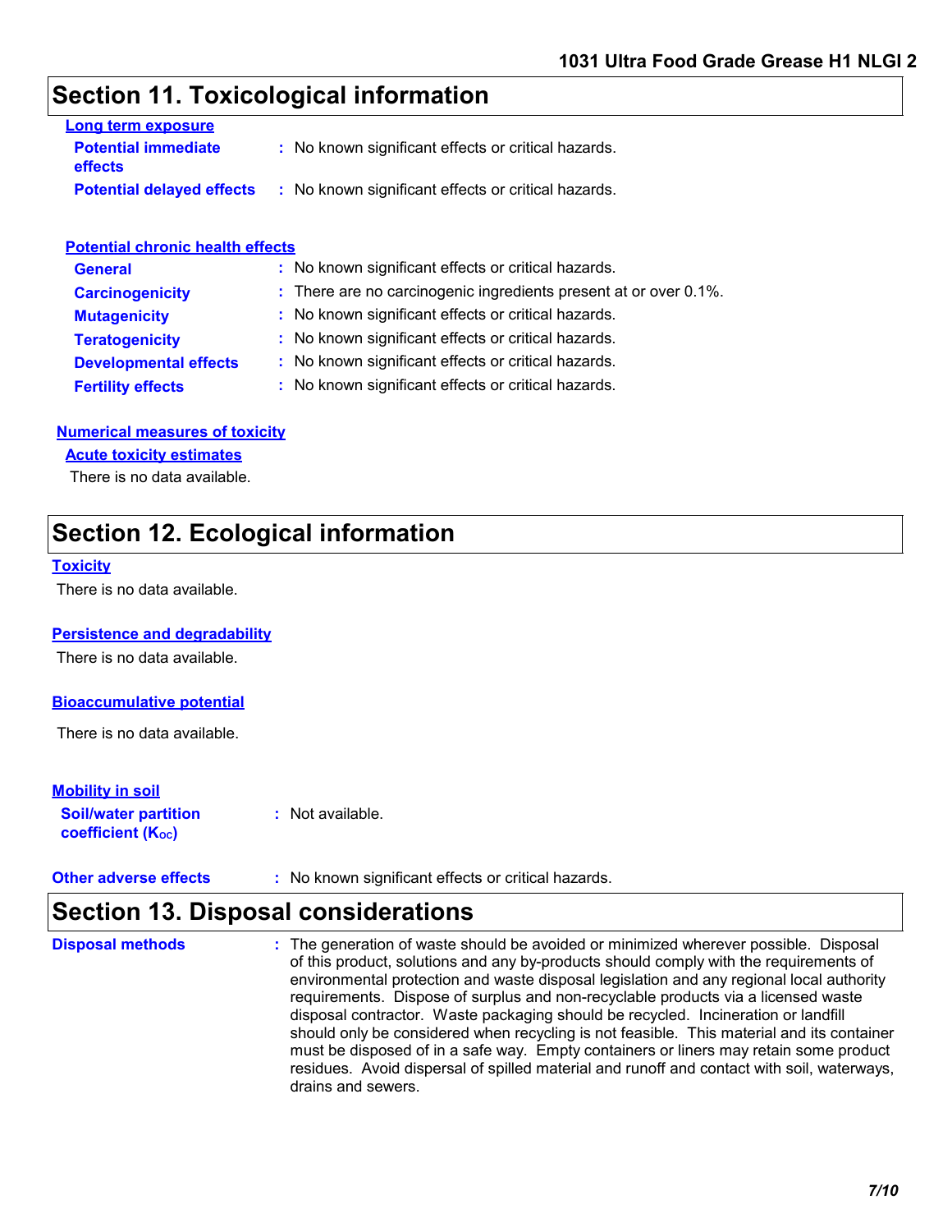## Section 11. Toxicological information

### Long term exposure

**Potential immediate effects** : No known significant effects or critical hazards.

**Potential delayed effects** : No known significant effects or critical hazards.

### Potential chronic health effects

**General** : No known significant effects or critical hazards.

**Carcinogenicity** : There are no carcinogenic ingredients present at or over 0.1%.

**Mutagenicity** : No known significant effects or critical hazards.

**Teratogenicity** : No known significant effects or critical hazards.

**Developmental effects** : No known significant effects or critical hazards.

**Fertility effects** : No known significant effects or critical hazards.

### Numerical measures of toxicity

#### Acute toxicity estimates

There is no data available.

## Section 12. Ecological information

### Toxicity

There is no data available.

### Persistence and degradability

There is no data available.

### Bioaccumulative potential

There is no data available.

### Mobility in soil

**Soil/water partition coefficient ($K_{OC}$)** : Not available.

**Other adverse effects** : No known significant effects or critical hazards.

## Section 13. Disposal considerations

**Disposal methods** : The generation of waste should be avoided or minimized wherever possible. Disposal of this product, solutions and any by-products should comply with the requirements of environmental protection and waste disposal legislation and any regional local authority requirements. Dispose of surplus and non-recyclable products via a licensed waste disposal contractor. Waste packaging should be recycled. Incineration or landfill should only be considered when recycling is not feasible. This material and its container must be disposed of in a safe way. Empty containers or liners may retain some product residues. Avoid dispersal of spilled material and runoff and contact with soil, waterways, drains and sewers.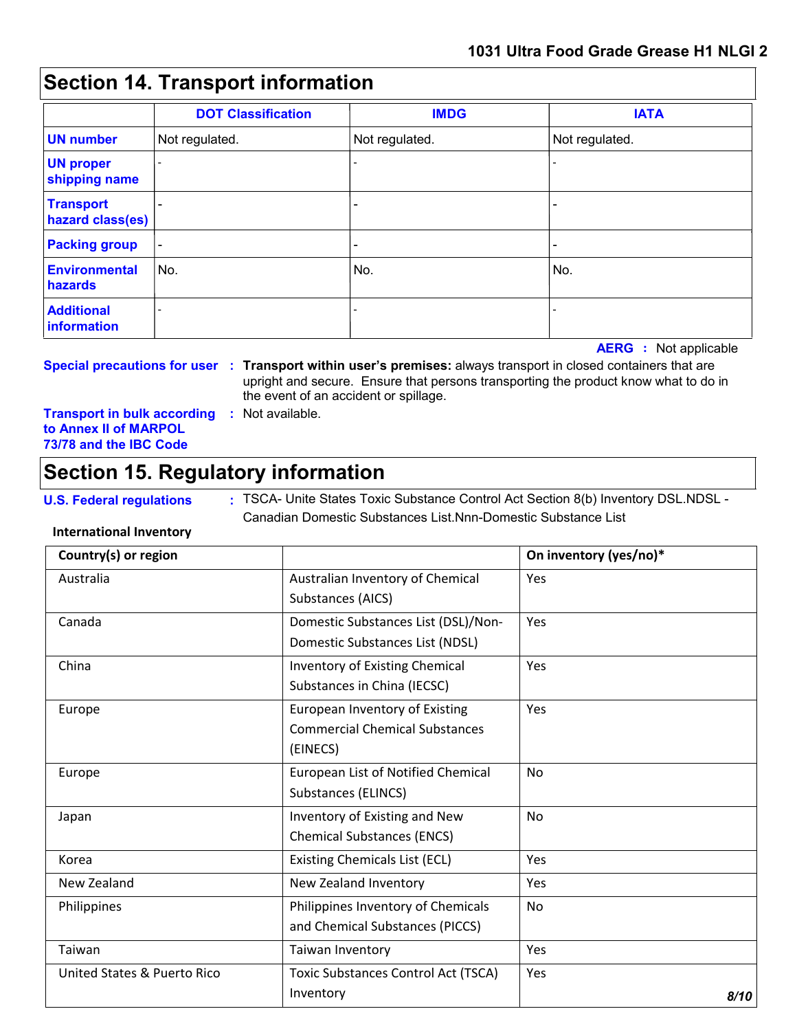## Section 14. Transport information

| | DOT Classification | IMDG | IATA |
|---|---|---|---|
| **UN number** | Not regulated. | Not regulated. | Not regulated. |
| **UN proper shipping name** | - | - | - |
| **Transport hazard class(es)** | - | - | - |
| **Packing group** | - | - | - |
| **Environmental hazards** | No. | No. | No. |
| **Additional information** | - | - | - |

**AERG :** Not applicable

**Special precautions for user :** **Transport within user's premises:** always transport in closed containers that are upright and secure. Ensure that persons transporting the product know what to do in the event of an accident or spillage.

**Transport in bulk according to Annex II of MARPOL 73/78 and the IBC Code :** Not available.

## Section 15. Regulatory information

**U.S. Federal regulations :** TSCA- Unite States Toxic Substance Control Act Section 8(b) Inventory DSL.NDSL - Canadian Domestic Substances List.Nnn-Domestic Substance List

**International Inventory**

| Country(s) or region | | On inventory (yes/no)* |
|---|---|---|
| Australia | Australian Inventory of Chemical Substances (AICS) | Yes |
| Canada | Domestic Substances List (DSL)/Non-Domestic Substances List (NDSL) | Yes |
| China | Inventory of Existing Chemical Substances in China (IECSC) | Yes |
| Europe | European Inventory of Existing Commercial Chemical Substances (EINECS) | Yes |
| Europe | European List of Notified Chemical Substances (ELINCS) | No |
| Japan | Inventory of Existing and New Chemical Substances (ENCS) | No |
| Korea | Existing Chemicals List (ECL) | Yes |
| New Zealand | New Zealand Inventory | Yes |
| Philippines | Philippines Inventory of Chemicals and Chemical Substances (PICCS) | No |
| Taiwan | Taiwan Inventory | Yes |
| United States & Puerto Rico | Toxic Substances Control Act (TSCA) Inventory | Yes |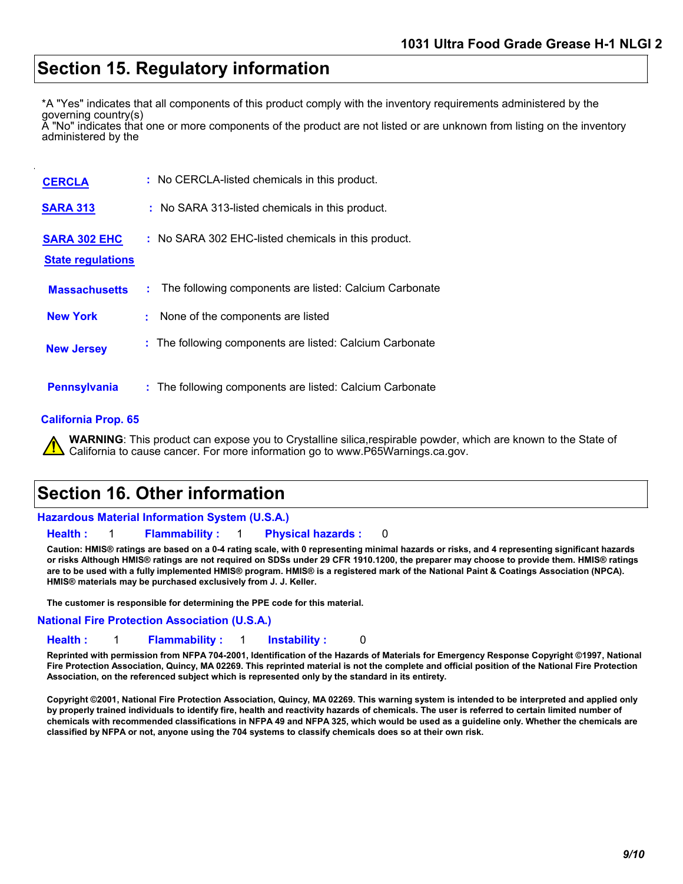## Section 15. Regulatory information

*A "Yes" indicates that all components of this product comply with the inventory requirements administered by the governing country(s)
A "No" indicates that one or more components of the product are not listed or are unknown from listing on the inventory administered by the

**CERCLA** : No CERCLA-listed chemicals in this product.

**SARA 313** : No SARA 313-listed chemicals in this product.

**SARA 302 EHC** : No SARA 302 EHC-listed chemicals in this product.

**State regulations**

**Massachusetts** : The following components are listed: Calcium Carbonate

**New York** : None of the components are listed

**New Jersey** : The following components are listed: Calcium Carbonate

**Pennsylvania** : The following components are listed: Calcium Carbonate

**California Prop. 65**

**WARNING**: This product can expose you to Crystalline silica,respirable powder, which are known to the State of California to cause cancer. For more information go to www.P65Warnings.ca.gov.

## Section 16. Other information

**Hazardous Material Information System (U.S.A.)**

**Health :** 1 **Flammability :** 1 **Physical hazards :** 0

**Caution: HMIS® ratings are based on a 0-4 rating scale, with 0 representing minimal hazards or risks, and 4 representing significant hazards or risks Although HMIS® ratings are not required on SDSs under 29 CFR 1910.1200, the preparer may choose to provide them. HMIS® ratings are to be used with a fully implemented HMIS® program. HMIS® is a registered mark of the National Paint & Coatings Association (NPCA). HMIS® materials may be purchased exclusively from J. J. Keller.**

**The customer is responsible for determining the PPE code for this material.**

**National Fire Protection Association (U.S.A.)**

**Health :** 1 **Flammability :** 1 **Instability :** 0

**Reprinted with permission from NFPA 704-2001, Identification of the Hazards of Materials for Emergency Response Copyright ©1997, National Fire Protection Association, Quincy, MA 02269. This reprinted material is not the complete and official position of the National Fire Protection Association, on the referenced subject which is represented only by the standard in its entirety.**

**Copyright ©2001, National Fire Protection Association, Quincy, MA 02269. This warning system is intended to be interpreted and applied only by properly trained individuals to identify fire, health and reactivity hazards of chemicals. The user is referred to certain limited number of chemicals with recommended classifications in NFPA 49 and NFPA 325, which would be used as a guideline only. Whether the chemicals are classified by NFPA or not, anyone using the 704 systems to classify chemicals does so at their own risk.**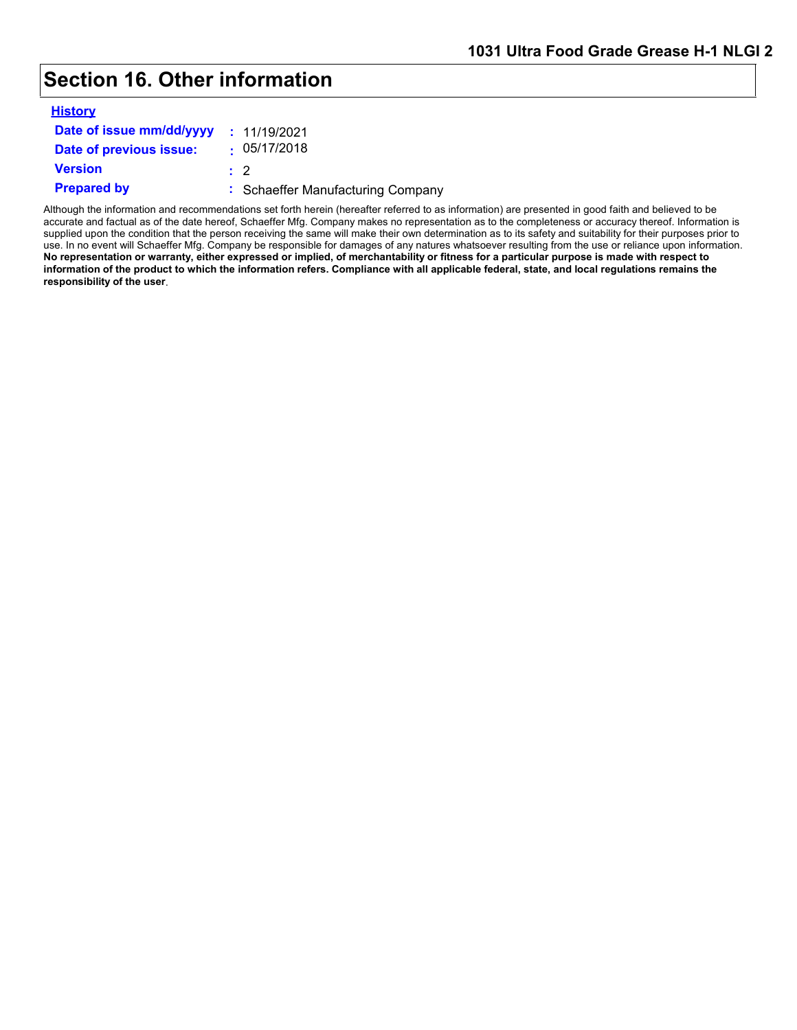## Section 16. Other information

### History

| | | |
|---|---|---|
| **Date of issue mm/dd/yyyy** | : | 11/19/2021 |
| **Date of previous issue:** | : | 05/17/2018 |
| **Version** | : | 2 |
| **Prepared by** | : | Schaeffer Manufacturing Company |

Although the information and recommendations set forth herein (hereafter referred to as information) are presented in good faith and believed to be accurate and factual as of the date hereof, Schaeffer Mfg. Company makes no representation as to the completeness or accuracy thereof. Information is supplied upon the condition that the person receiving the same will make their own determination as to its safety and suitability for their purposes prior to use. In no event will Schaeffer Mfg. Company be responsible for damages of any natures whatsoever resulting from the use or reliance upon information. **No representation or warranty, either expressed or implied, of merchantability or fitness for a particular purpose is made with respect to information of the product to which the information refers. Compliance with all applicable federal, state, and local regulations remains the responsibility of the user**.